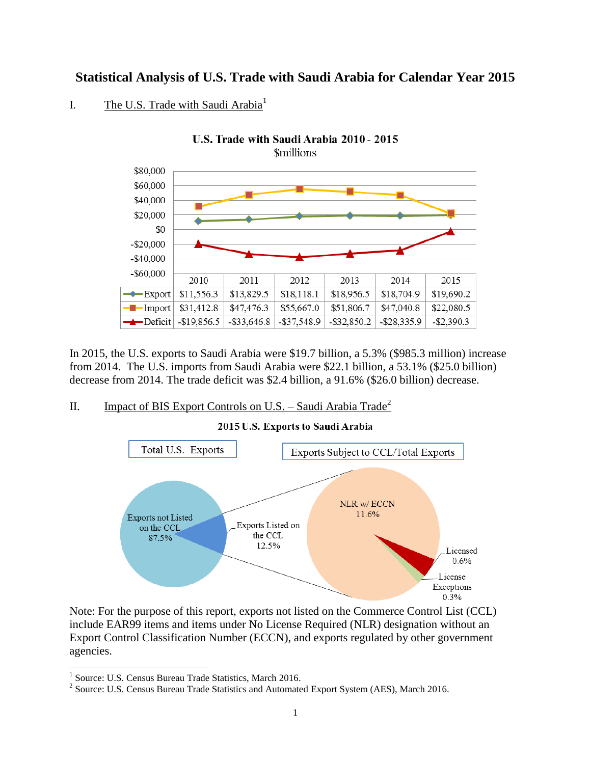# Statistical Analysis of U.S. Trade with Saudi Arabia for Calendar Year 2015

## I. The U.S. Trade with Saudi Arabia[1]

**U.S. Trade with Saudi Arabia 2010 - 2015**
$millions

| | 2010 | 2011 | 2012 | 2013 | 2014 | 2015 |
|---|---|---|---|---|---|---|
| Export | $11,556.3 | $13,829.5 | $18,118.1 | $18,956.5 | $18,704.9 | $19,690.2 |
| Import | $31,412.8 | $47,476.3 | $55,667.0 | $51,806.7 | $47,040.8 | $22,080.5 |
| Deficit | -$19,856.5 | -$33,646.8 | -$37,548.9 | -$32,850.2 | -$28,335.9 | -$2,390.3 |

In 2015, the U.S. exports to Saudi Arabia were $19.7 billion, a 5.3% ($985.3 million) increase from 2014. The U.S. imports from Saudi Arabia were $22.1 billion, a 53.1% ($25.0 billion) decrease from 2014. The trade deficit was $2.4 billion, a 91.6% ($26.0 billion) decrease.

## II. Impact of BIS Export Controls on U.S. – Saudi Arabia Trade[2]

**2015 U.S. Exports to Saudi Arabia**

Total U.S. Exports

- Exports not Listed on the CCL 87.5%
- Exports Listed on the CCL 12.5%

Exports Subject to CCL/Total Exports

- NLR w/ ECCN 11.6%
- Licensed 0.6%
- License Exceptions 0.3%

Note: For the purpose of this report, exports not listed on the Commerce Control List (CCL) include EAR99 items and items under No License Required (NLR) designation without an Export Control Classification Number (ECCN), and exports regulated by other government agencies.

---

[1] Source: U.S. Census Bureau Trade Statistics, March 2016.

[2] Source: U.S. Census Bureau Trade Statistics and Automated Export System (AES), March 2016.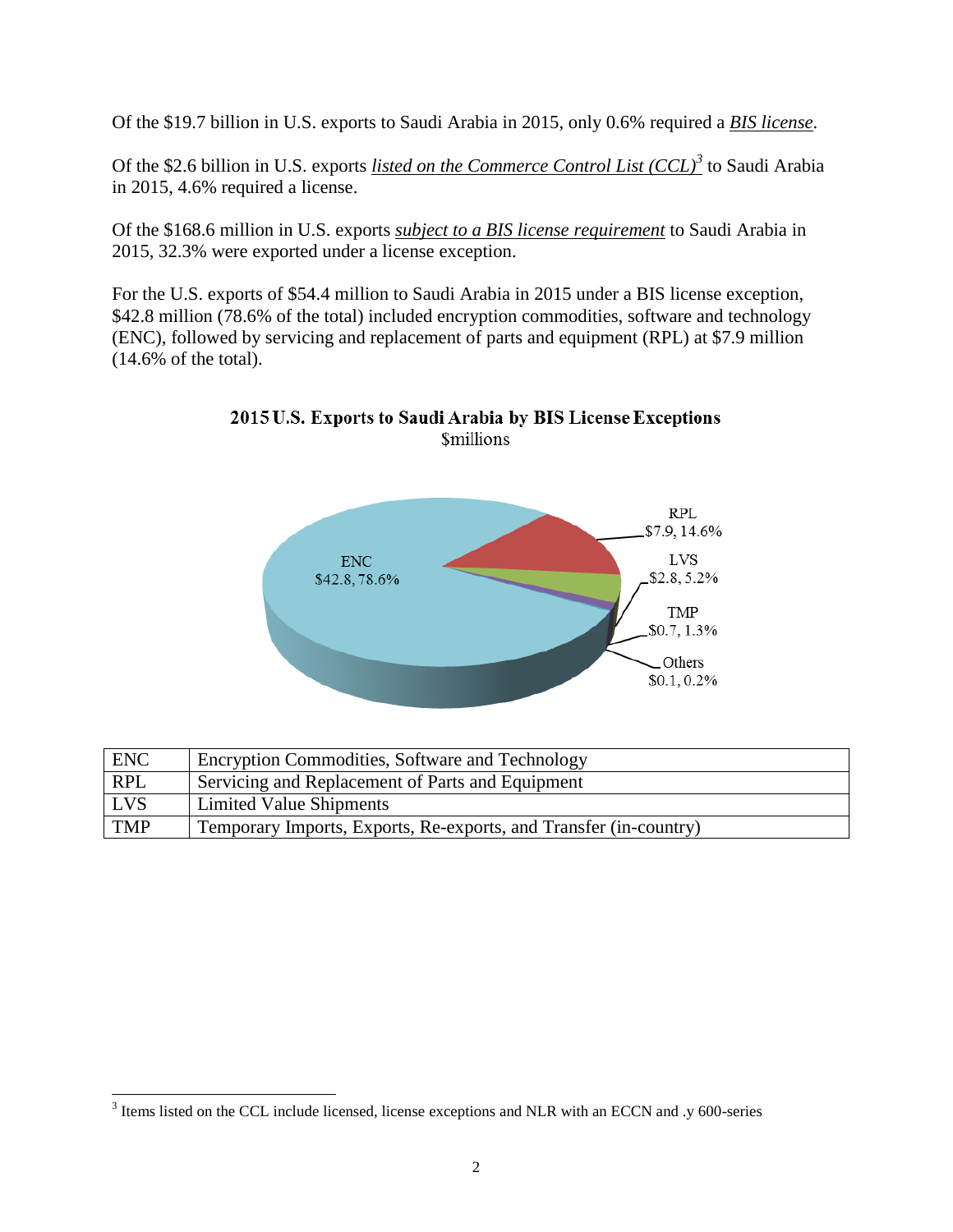Of the $19.7 billion in U.S. exports to Saudi Arabia in 2015, only 0.6% required a ***BIS license***.

Of the $2.6 billion in U.S. exports *listed on the Commerce Control List (CCL)*[3] to Saudi Arabia in 2015, 4.6% required a license.

Of the $168.6 million in U.S. exports *subject to a BIS license requirement* to Saudi Arabia in 2015, 32.3% were exported under a license exception.

For the U.S. exports of $54.4 million to Saudi Arabia in 2015 under a BIS license exception, $42.8 million (78.6% of the total) included encryption commodities, software and technology (ENC), followed by servicing and replacement of parts and equipment (RPL) at $7.9 million (14.6% of the total).

**2015 U.S. Exports to Saudi Arabia by BIS License Exceptions**
$millions

ENC $42.8, 78.6%
RPL $7.9, 14.6%
LVS $2.8, 5.2%
TMP $0.7, 1.3%
Others $0.1, 0.2%

| ENC | Encryption Commodities, Software and Technology |
|---|---|
| RPL | Servicing and Replacement of Parts and Equipment |
| LVS | Limited Value Shipments |
| TMP | Temporary Imports, Exports, Re-exports, and Transfer (in-country) |

[3] Items listed on the CCL include licensed, license exceptions and NLR with an ECCN and .y 600-series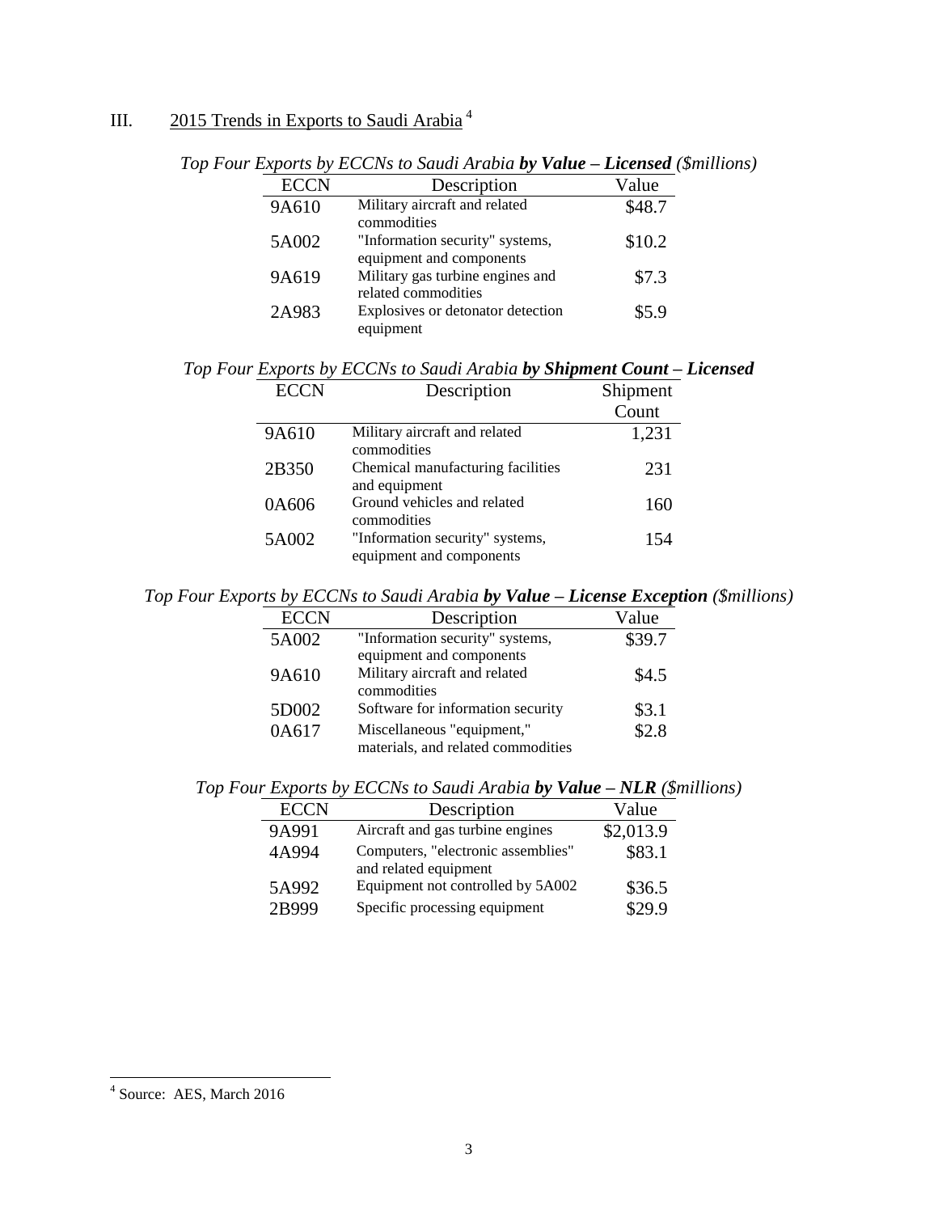## III. 2015 Trends in Exports to Saudi Arabia [4]

*Top Four Exports by ECCNs to Saudi Arabia **by Value – Licensed** ($millions)*

| ECCN | Description | Value |
|---|---|---|
| 9A610 | Military aircraft and related commodities | $48.7 |
| 5A002 | "Information security" systems, equipment and components | $10.2 |
| 9A619 | Military gas turbine engines and related commodities | $7.3 |
| 2A983 | Explosives or detonator detection equipment | $5.9 |

*Top Four Exports by ECCNs to Saudi Arabia **by Shipment Count – Licensed***

| ECCN | Description | Shipment Count |
|---|---|---|
| 9A610 | Military aircraft and related commodities | 1,231 |
| 2B350 | Chemical manufacturing facilities and equipment | 231 |
| 0A606 | Ground vehicles and related commodities | 160 |
| 5A002 | "Information security" systems, equipment and components | 154 |

*Top Four Exports by ECCNs to Saudi Arabia **by Value – License Exception** ($millions)*

| ECCN | Description | Value |
|---|---|---|
| 5A002 | "Information security" systems, equipment and components | $39.7 |
| 9A610 | Military aircraft and related commodities | $4.5 |
| 5D002 | Software for information security | $3.1 |
| 0A617 | Miscellaneous "equipment," materials, and related commodities | $2.8 |

*Top Four Exports by ECCNs to Saudi Arabia **by Value – NLR** ($millions)*

| ECCN | Description | Value |
|---|---|---|
| 9A991 | Aircraft and gas turbine engines | $2,013.9 |
| 4A994 | Computers, "electronic assemblies" and related equipment | $83.1 |
| 5A992 | Equipment not controlled by 5A002 | $36.5 |
| 2B999 | Specific processing equipment | $29.9 |

[4] Source: AES, March 2016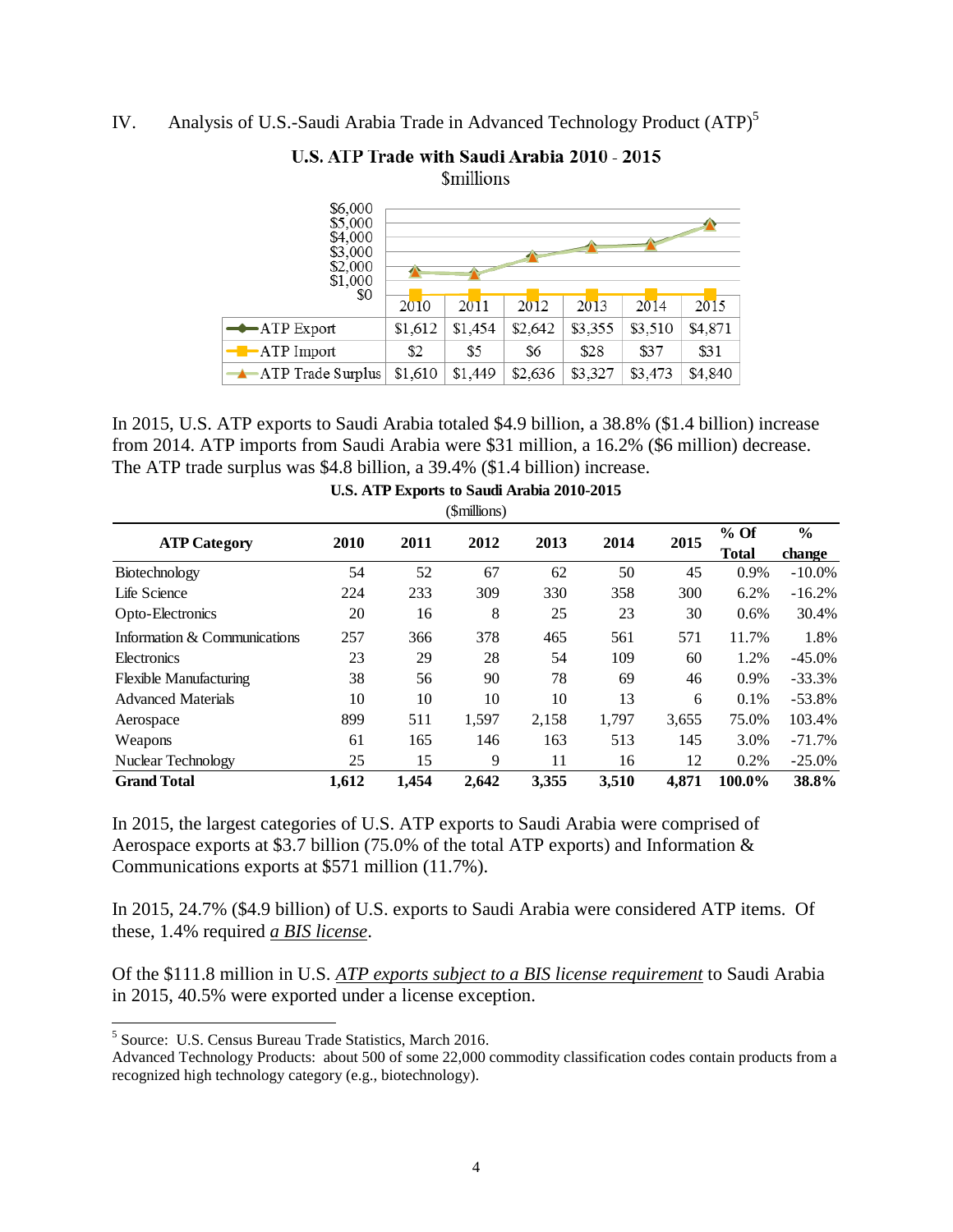## IV. Analysis of U.S.-Saudi Arabia Trade in Advanced Technology Product (ATP)[5]

**U.S. ATP Trade with Saudi Arabia 2010 - 2015**
$millions

| | 2010 | 2011 | 2012 | 2013 | 2014 | 2015 |
|---|---|---|---|---|---|---|
| ATP Export | $1,612 | $1,454 | $2,642 | $3,355 | $3,510 | $4,871 |
| ATP Import | $2 | $5 | $6 | $28 | $37 | $31 |
| ATP Trade Surplus | $1,610 | $1,449 | $2,636 | $3,327 | $3,473 | $4,840 |

In 2015, U.S. ATP exports to Saudi Arabia totaled $4.9 billion, a 38.8% ($1.4 billion) increase from 2014. ATP imports from Saudi Arabia were $31 million, a 16.2% ($6 million) decrease. The ATP trade surplus was $4.8 billion, a 39.4% ($1.4 billion) increase.

**U.S. ATP Exports to Saudi Arabia 2010-2015**
($millions)

| ATP Category | 2010 | 2011 | 2012 | 2013 | 2014 | 2015 | % Of Total | % change |
|---|---|---|---|---|---|---|---|---|
| Biotechnology | 54 | 52 | 67 | 62 | 50 | 45 | 0.9% | -10.0% |
| Life Science | 224 | 233 | 309 | 330 | 358 | 300 | 6.2% | -16.2% |
| Opto-Electronics | 20 | 16 | 8 | 25 | 23 | 30 | 0.6% | 30.4% |
| Information & Communications | 257 | 366 | 378 | 465 | 561 | 571 | 11.7% | 1.8% |
| Electronics | 23 | 29 | 28 | 54 | 109 | 60 | 1.2% | -45.0% |
| Flexible Manufacturing | 38 | 56 | 90 | 78 | 69 | 46 | 0.9% | -33.3% |
| Advanced Materials | 10 | 10 | 10 | 10 | 13 | 6 | 0.1% | -53.8% |
| Aerospace | 899 | 511 | 1,597 | 2,158 | 1,797 | 3,655 | 75.0% | 103.4% |
| Weapons | 61 | 165 | 146 | 163 | 513 | 145 | 3.0% | -71.7% |
| Nuclear Technology | 25 | 15 | 9 | 11 | 16 | 12 | 0.2% | -25.0% |
| **Grand Total** | **1,612** | **1,454** | **2,642** | **3,355** | **3,510** | **4,871** | **100.0%** | **38.8%** |

In 2015, the largest categories of U.S. ATP exports to Saudi Arabia were comprised of Aerospace exports at $3.7 billion (75.0% of the total ATP exports) and Information & Communications exports at $571 million (11.7%).

In 2015, 24.7% ($4.9 billion) of U.S. exports to Saudi Arabia were considered ATP items. Of these, 1.4% required *a BIS license*.

Of the $111.8 million in U.S. *ATP exports subject to a BIS license requirement* to Saudi Arabia in 2015, 40.5% were exported under a license exception.

---

[5] Source: U.S. Census Bureau Trade Statistics, March 2016.
Advanced Technology Products: about 500 of some 22,000 commodity classification codes contain products from a recognized high technology category (e.g., biotechnology).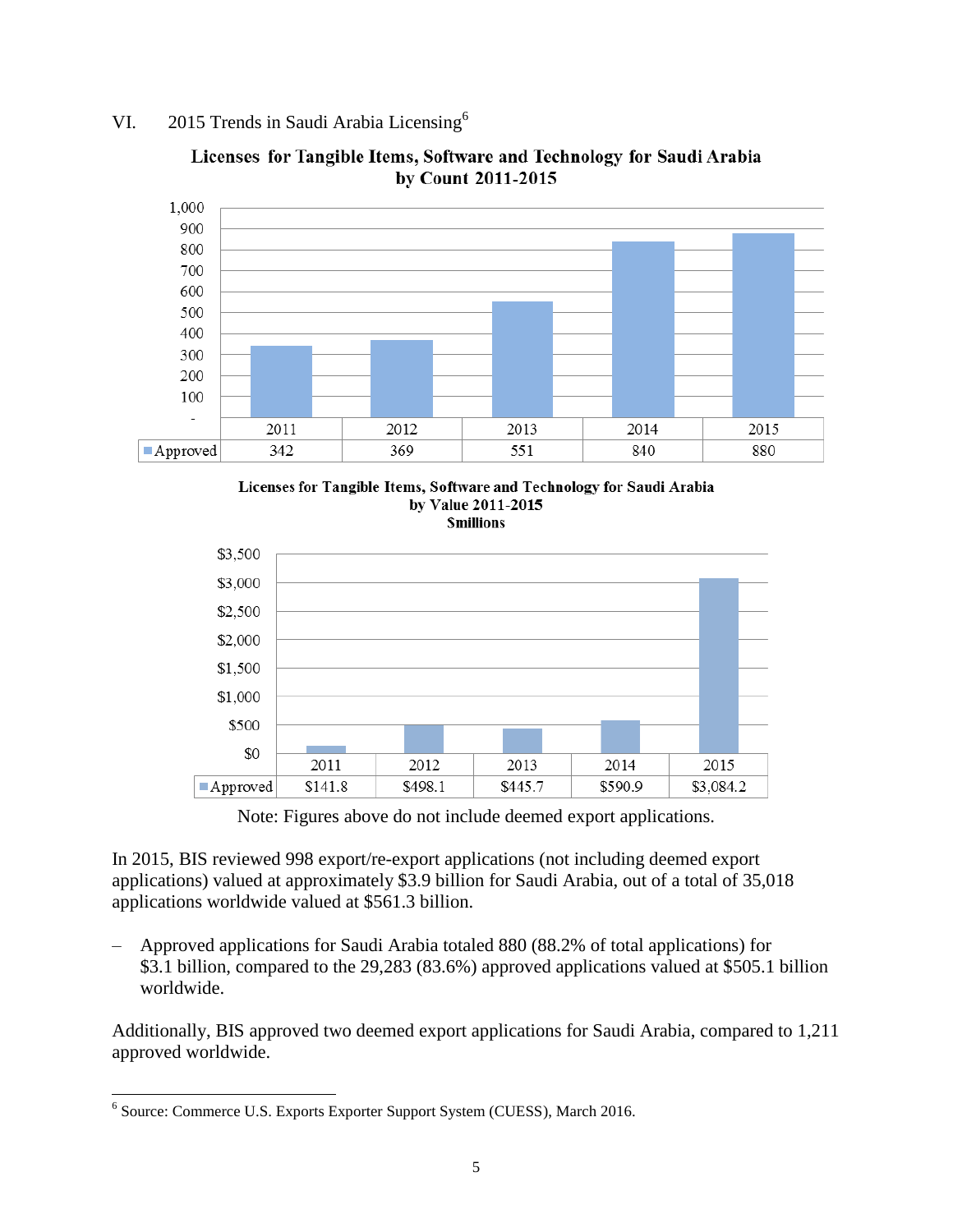## VI. 2015 Trends in Saudi Arabia Licensing[6]

**Licenses for Tangible Items, Software and Technology for Saudi Arabia by Count 2011-2015**

1,000
900
800
700
600
500
400
300
200
100
-

2011 2012 2013 2014 2015

Approved 342 369 551 840 880

**Licenses for Tangible Items, Software and Technology for Saudi Arabia by Value 2011-2015**
**$millions**

$3,500
$3,000
$2,500
$2,000
$1,500
$1,000
$500
$0

2011 2012 2013 2014 2015

Approved $141.8 $498.1 $445.7 $590.9 $3,084.2

Note: Figures above do not include deemed export applications.

In 2015, BIS reviewed 998 export/re-export applications (not including deemed export applications) valued at approximately $3.9 billion for Saudi Arabia, out of a total of 35,018 applications worldwide valued at $561.3 billion.

– Approved applications for Saudi Arabia totaled 880 (88.2% of total applications) for $3.1 billion, compared to the 29,283 (83.6%) approved applications valued at $505.1 billion worldwide.

Additionally, BIS approved two deemed export applications for Saudi Arabia, compared to 1,211 approved worldwide.

---

[6] Source: Commerce U.S. Exports Exporter Support System (CUESS), March 2016.